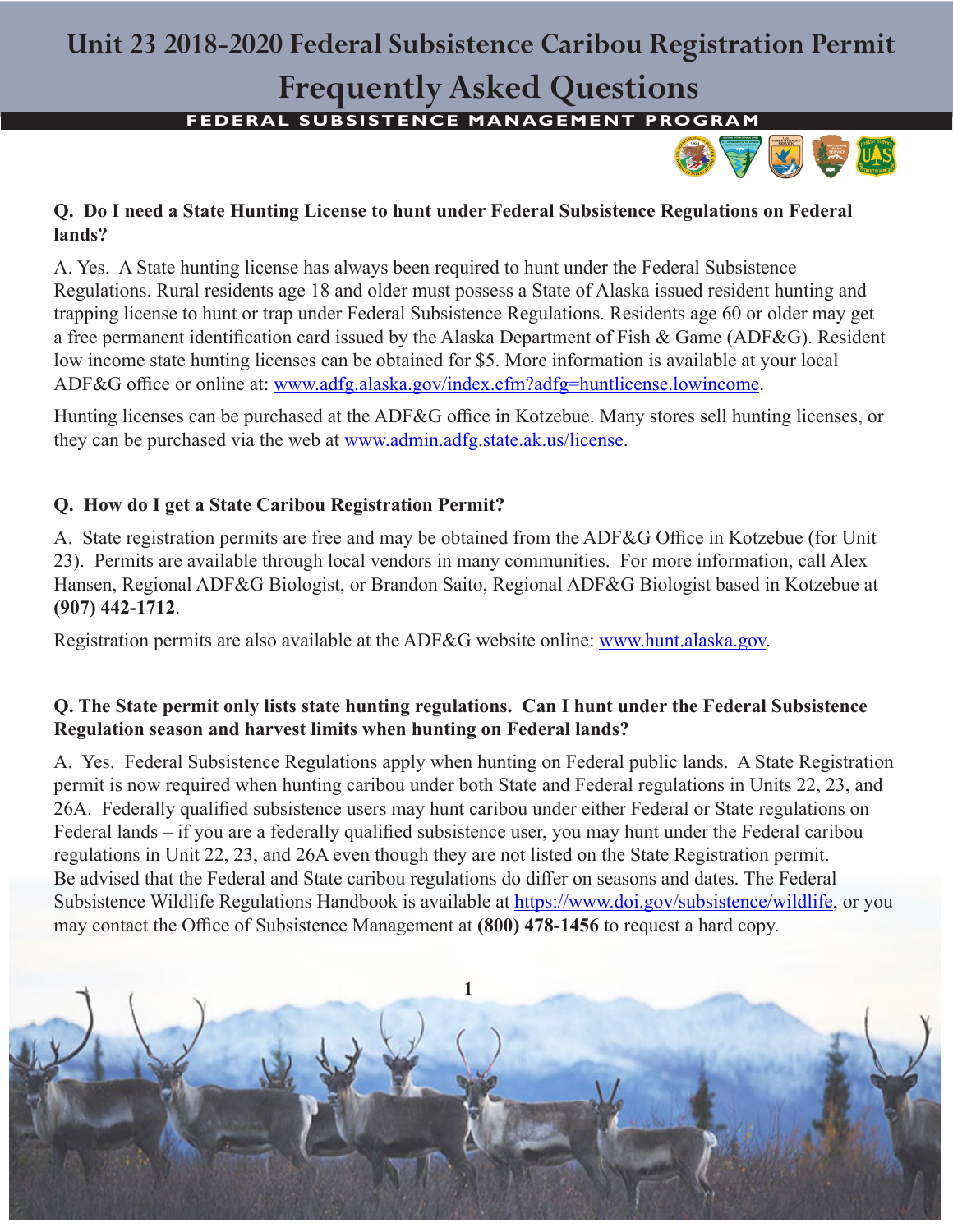# Unit 23 2018-2020 Federal Subsistence Caribou Registration Permit

# Frequently Asked Questions

FEDERAL SUBSISTENCE MANAGEMENT PROGRAM

**Q. Do I need a State Hunting License to hunt under Federal Subsistence Regulations on Federal lands?**

A. Yes. A State hunting license has always been required to hunt under the Federal Subsistence Regulations. Rural residents age 18 and older must possess a State of Alaska issued resident hunting and trapping license to hunt or trap under Federal Subsistence Regulations. Residents age 60 or older may get a free permanent identification card issued by the Alaska Department of Fish & Game (ADF&G). Resident low income state hunting licenses can be obtained for $5. More information is available at your local ADF&G office or online at: www.adfg.alaska.gov/index.cfm?adfg=huntlicense.lowincome.

Hunting licenses can be purchased at the ADF&G office in Kotzebue. Many stores sell hunting licenses, or they can be purchased via the web at www.admin.adfg.state.ak.us/license.

**Q. How do I get a State Caribou Registration Permit?**

A. State registration permits are free and may be obtained from the ADF&G Office in Kotzebue (for Unit 23). Permits are available through local vendors in many communities. For more information, call Alex Hansen, Regional ADF&G Biologist, or Brandon Saito, Regional ADF&G Biologist based in Kotzebue at **(907) 442-1712**.

Registration permits are also available at the ADF&G website online: www.hunt.alaska.gov.

**Q. The State permit only lists state hunting regulations. Can I hunt under the Federal Subsistence Regulation season and harvest limits when hunting on Federal lands?**

A. Yes. Federal Subsistence Regulations apply when hunting on Federal public lands. A State Registration permit is now required when hunting caribou under both State and Federal regulations in Units 22, 23, and 26A. Federally qualified subsistence users may hunt caribou under either Federal or State regulations on Federal lands – if you are a federally qualified subsistence user, you may hunt under the Federal caribou regulations in Unit 22, 23, and 26A even though they are not listed on the State Registration permit. Be advised that the Federal and State caribou regulations do differ on seasons and dates. The Federal Subsistence Wildlife Regulations Handbook is available at https://www.doi.gov/subsistence/wildlife, or you may contact the Office of Subsistence Management at **(800) 478-1456** to request a hard copy.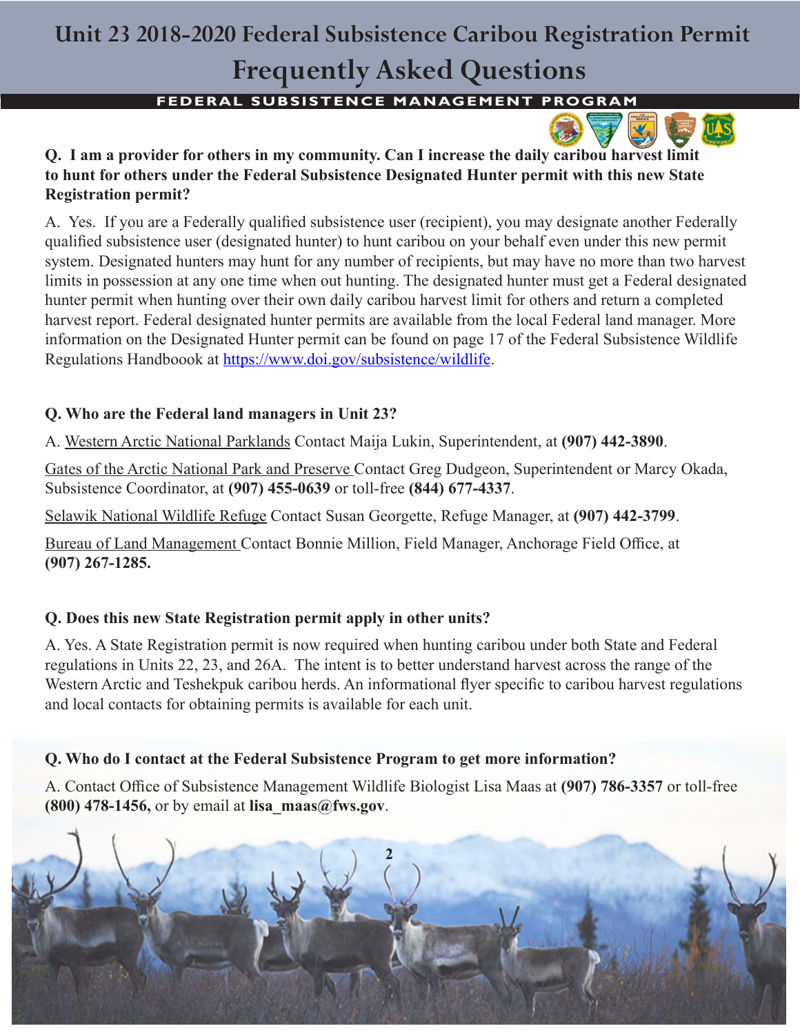# Unit 23 2018-2020 Federal Subsistence Caribou Registration Permit

# Frequently Asked Questions

**FEDERAL SUBSISTENCE MANAGEMENT PROGRAM**

**Q. I am a provider for others in my community. Can I increase the daily caribou harvest limit to hunt for others under the Federal Subsistence Designated Hunter permit with this new State Registration permit?**

A. Yes. If you are a Federally qualified subsistence user (recipient), you may designate another Federally qualified subsistence user (designated hunter) to hunt caribou on your behalf even under this new permit system. Designated hunters may hunt for any number of recipients, but may have no more than two harvest limits in possession at any one time when out hunting. The designated hunter must get a Federal designated hunter permit when hunting over their own daily caribou harvest limit for others and return a completed harvest report. Federal designated hunter permits are available from the local Federal land manager. More information on the Designated Hunter permit can be found on page 17 of the Federal Subsistence Wildlife Regulations Handboook at https://www.doi.gov/subsistence/wildlife.

**Q. Who are the Federal land managers in Unit 23?**

A. Western Arctic National Parklands Contact Maija Lukin, Superintendent, at **(907) 442-3890**.

Gates of the Arctic National Park and Preserve Contact Greg Dudgeon, Superintendent or Marcy Okada, Subsistence Coordinator, at **(907) 455-0639** or toll-free **(844) 677-4337**.

Selawik National Wildlife Refuge Contact Susan Georgette, Refuge Manager, at **(907) 442-3799**.

Bureau of Land Management Contact Bonnie Million, Field Manager, Anchorage Field Office, at **(907) 267-1285.**

**Q. Does this new State Registration permit apply in other units?**

A. Yes. A State Registration permit is now required when hunting caribou under both State and Federal regulations in Units 22, 23, and 26A. The intent is to better understand harvest across the range of the Western Arctic and Teshekpuk caribou herds. An informational flyer specific to caribou harvest regulations and local contacts for obtaining permits is available for each unit.

**Q. Who do I contact at the Federal Subsistence Program to get more information?**

A. Contact Office of Subsistence Management Wildlife Biologist Lisa Maas at **(907) 786-3357** or toll-free **(800) 478-1456,** or by email at **lisa_maas@fws.gov**.